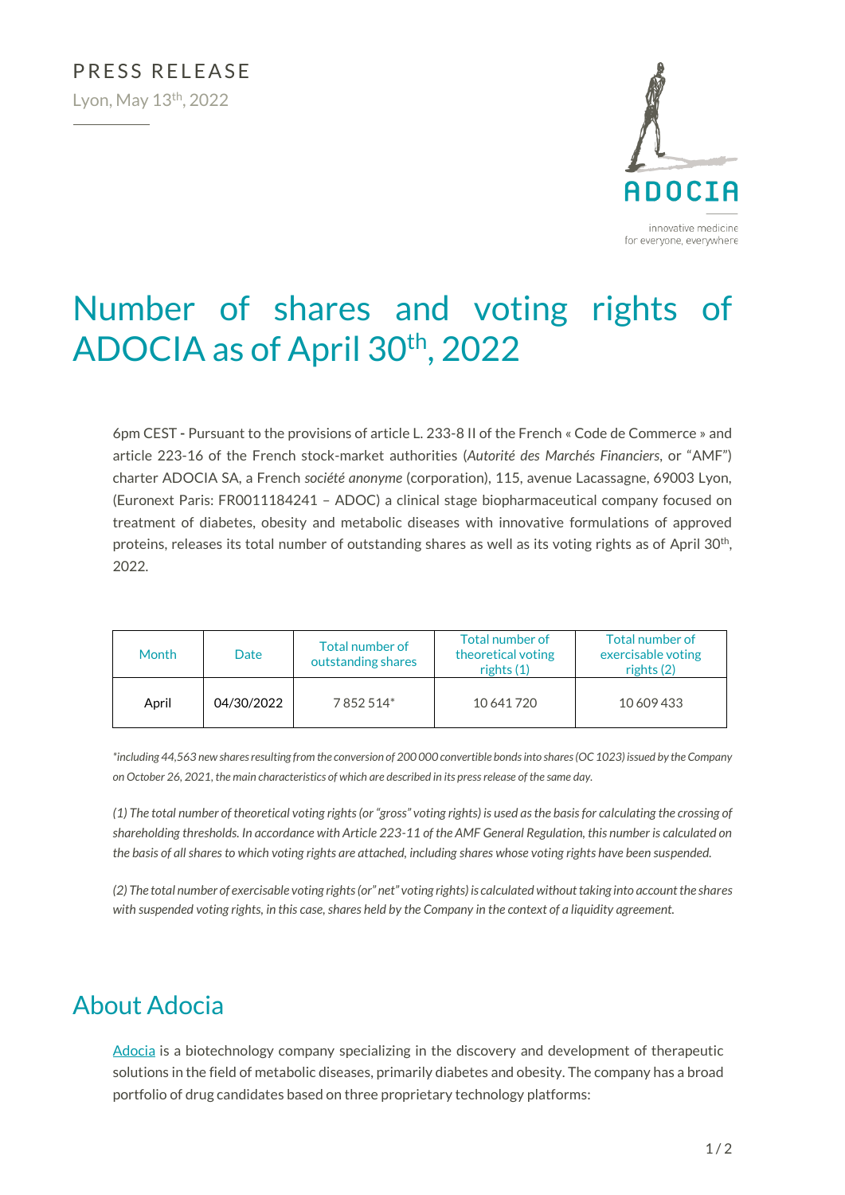PRESS RELEASE

Lyon, May 13th, 2022

ADOCIA

innovative medicine
for everyone, everywhere

# Number of shares and voting rights of ADOCIA as of April 30th, 2022

6pm CEST - Pursuant to the provisions of article L. 233-8 II of the French « Code de Commerce » and article 223-16 of the French stock-market authorities (*Autorité des Marchés Financiers*, or "AMF") charter ADOCIA SA, a French *société anonyme* (corporation), 115, avenue Lacassagne, 69003 Lyon, (Euronext Paris: FR0011184241 – ADOC) a clinical stage biopharmaceutical company focused on treatment of diabetes, obesity and metabolic diseases with innovative formulations of approved proteins, releases its total number of outstanding shares as well as its voting rights as of April 30th, 2022.

| Month | Date | Total number of outstanding shares | Total number of theoretical voting rights (1) | Total number of exercisable voting rights (2) |
|---|---|---|---|---|
| April | 04/30/2022 | 7 852 514* | 10 641 720 | 10 609 433 |

*\*including 44,563 new shares resulting from the conversion of 200 000 convertible bonds into shares (OC 1023) issued by the Company on October 26, 2021, the main characteristics of which are described in its press release of the same day.*

*(1) The total number of theoretical voting rights (or "gross" voting rights) is used as the basis for calculating the crossing of shareholding thresholds. In accordance with Article 223-11 of the AMF General Regulation, this number is calculated on the basis of all shares to which voting rights are attached, including shares whose voting rights have been suspended.*

*(2) The total number of exercisable voting rights (or" net" voting rights) is calculated without taking into account the shares with suspended voting rights, in this case, shares held by the Company in the context of a liquidity agreement.*

## About Adocia

Adocia is a biotechnology company specializing in the discovery and development of therapeutic solutions in the field of metabolic diseases, primarily diabetes and obesity. The company has a broad portfolio of drug candidates based on three proprietary technology platforms: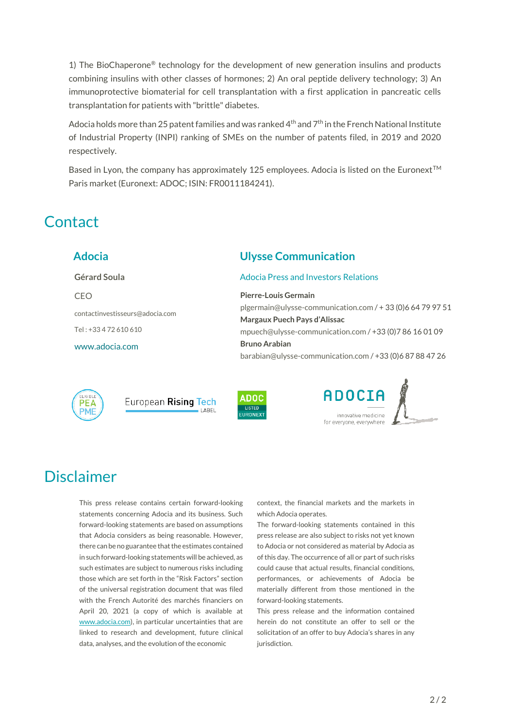1) The BioChaperone® technology for the development of new generation insulins and products combining insulins with other classes of hormones; 2) An oral peptide delivery technology; 3) An immunoprotective biomaterial for cell transplantation with a first application in pancreatic cells transplantation for patients with "brittle" diabetes.

Adocia holds more than 25 patent families and was ranked 4th and 7th in the French National Institute of Industrial Property (INPI) ranking of SMEs on the number of patents filed, in 2019 and 2020 respectively.

Based in Lyon, the company has approximately 125 employees. Adocia is listed on the Euronext™ Paris market (Euronext: ADOC; ISIN: FR0011184241).

# Contact

## Adocia

**Gérard Soula**

CEO

contactinvestisseurs@adocia.com

Tel : +33 4 72 610 610

www.adocia.com

## Ulysse Communication

Adocia Press and Investors Relations

**Pierre-Louis Germain**
plgermain@ulysse-communication.com / + 33 (0)6 64 79 97 51

**Margaux Puech Pays d'Alissac**
mpuech@ulysse-communication.com / +33 (0)7 86 16 01 09

**Bruno Arabian**
barabian@ulysse-communication.com / +33 (0)6 87 88 47 26

# Disclaimer

This press release contains certain forward-looking statements concerning Adocia and its business. Such forward-looking statements are based on assumptions that Adocia considers as being reasonable. However, there can be no guarantee that the estimates contained in such forward-looking statements will be achieved, as such estimates are subject to numerous risks including those which are set forth in the "Risk Factors" section of the universal registration document that was filed with the French Autorité des marchés financiers on April 20, 2021 (a copy of which is available at www.adocia.com), in particular uncertainties that are linked to research and development, future clinical data, analyses, and the evolution of the economic context, the financial markets and the markets in which Adocia operates.

The forward-looking statements contained in this press release are also subject to risks not yet known to Adocia or not considered as material by Adocia as of this day. The occurrence of all or part of such risks could cause that actual results, financial conditions, performances, or achievements of Adocia be materially different from those mentioned in the forward-looking statements.

This press release and the information contained herein do not constitute an offer to sell or the solicitation of an offer to buy Adocia's shares in any jurisdiction.